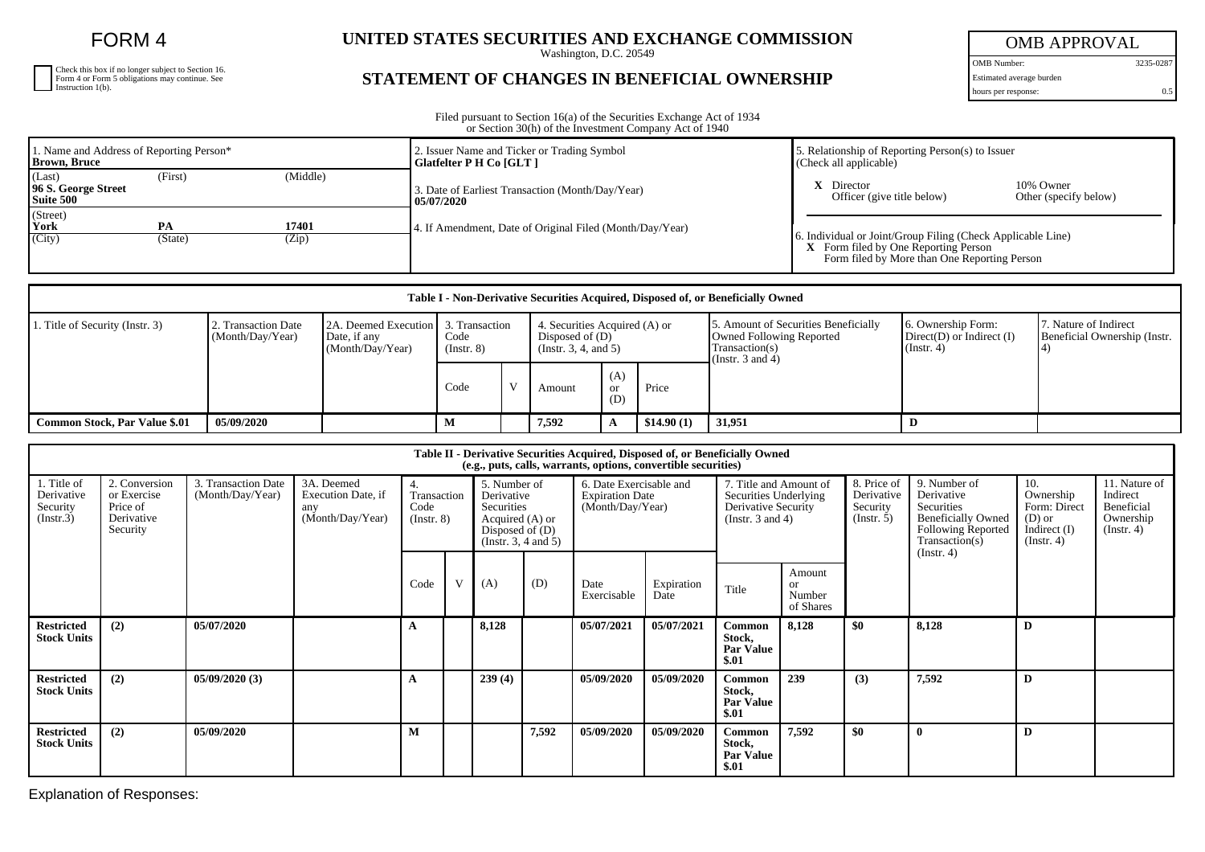# FORM 4

☐ Check this box if no longer subject to Section 16. Form 4 or Form 5 obligations may continue. See Instruction 1(b).

## UNITED STATES SECURITIES AND EXCHANGE COMMISSION

Washington, D.C. 20549

## STATEMENT OF CHANGES IN BENEFICIAL OWNERSHIP

| OMB APPROVAL | |
|---|---|
| OMB Number: | 3235-0287 |
| Estimated average burden | |
| hours per response: | 0.5 |

Filed pursuant to Section 16(a) of the Securities Exchange Act of 1934 or Section 30(h) of the Investment Company Act of 1940

| 1. Name and Address of Reporting Person* | 2. Issuer Name and Ticker or Trading Symbol | 5. Relationship of Reporting Person(s) to Issuer (Check all applicable) |
|---|---|---|
| **Brown, Bruce** | **Glatfelter P H Co [GLT ]** | **X** Director / 10% Owner / Officer (give title below) / Other (specify below) |
| (Last) (First) (Middle) **96 S. George Street Suite 500** | 3. Date of Earliest Transaction (Month/Day/Year) **05/07/2020** | |
| (Street) **York PA 17401** (City) (State) (Zip) | 4. If Amendment, Date of Original Filed (Month/Day/Year) | 6. Individual or Joint/Group Filing (Check Applicable Line) **X** Form filed by One Reporting Person / Form filed by More than One Reporting Person |

**Table I - Non-Derivative Securities Acquired, Disposed of, or Beneficially Owned**

| 1. Title of Security (Instr. 3) | 2. Transaction Date (Month/Day/Year) | 2A. Deemed Execution Date, if any (Month/Day/Year) | 3. Transaction Code (Instr. 8) | | 4. Securities Acquired (A) or Disposed of (D) (Instr. 3, 4, and 5) | | | 5. Amount of Securities Beneficially Owned Following Reported Transaction(s) (Instr. 3 and 4) | 6. Ownership Form: Direct(D) or Indirect (I) (Instr. 4) | 7. Nature of Indirect Beneficial Ownership (Instr. 4) |
|---|---|---|---|---|---|---|---|---|---|---|
| | | | Code | V | Amount | (A) or (D) | Price | | | |
| **Common Stock, Par Value $.01** | **05/09/2020** | | **M** | | **7,592** | **A** | **$14.90 (1)** | **31,951** | **D** | |

**Table II - Derivative Securities Acquired, Disposed of, or Beneficially Owned (e.g., puts, calls, warrants, options, convertible securities)**

| 1. Title of Derivative Security (Instr.3) | 2. Conversion or Exercise Price of Derivative Security | 3. Transaction Date (Month/Day/Year) | 3A. Deemed Execution Date, if any (Month/Day/Year) | 4. Transaction Code (Instr. 8) | | 5. Number of Derivative Securities Acquired (A) or Disposed of (D) (Instr. 3, 4 and 5) | | 6. Date Exercisable and Expiration Date (Month/Day/Year) | | 7. Title and Amount of Securities Underlying Derivative Security (Instr. 3 and 4) | | 8. Price of Derivative Security (Instr. 5) | 9. Number of Derivative Securities Beneficially Owned Following Reported Transaction(s) (Instr. 4) | 10. Ownership Form: Direct (D) or Indirect (I) (Instr. 4) | 11. Nature of Indirect Beneficial Ownership (Instr. 4) |
|---|---|---|---|---|---|---|---|---|---|---|---|---|---|---|---|
| | | | | Code | V | (A) | (D) | Date Exercisable | Expiration Date | Title | Amount or Number of Shares | | | | |
| **Restricted Stock Units** | **(2)** | **05/07/2020** | | **A** | | **8,128** | | **05/07/2021** | **05/07/2021** | **Common Stock, Par Value $.01** | **8,128** | **$0** | **8,128** | **D** | |
| **Restricted Stock Units** | **(2)** | **05/09/2020 (3)** | | **A** | | **239 (4)** | | **05/09/2020** | **05/09/2020** | **Common Stock, Par Value $.01** | **239** | **(3)** | **7,592** | **D** | |
| **Restricted Stock Units** | **(2)** | **05/09/2020** | | **M** | | | **7,592** | **05/09/2020** | **05/09/2020** | **Common Stock, Par Value $.01** | **7,592** | **$0** | **0** | **D** | |

Explanation of Responses: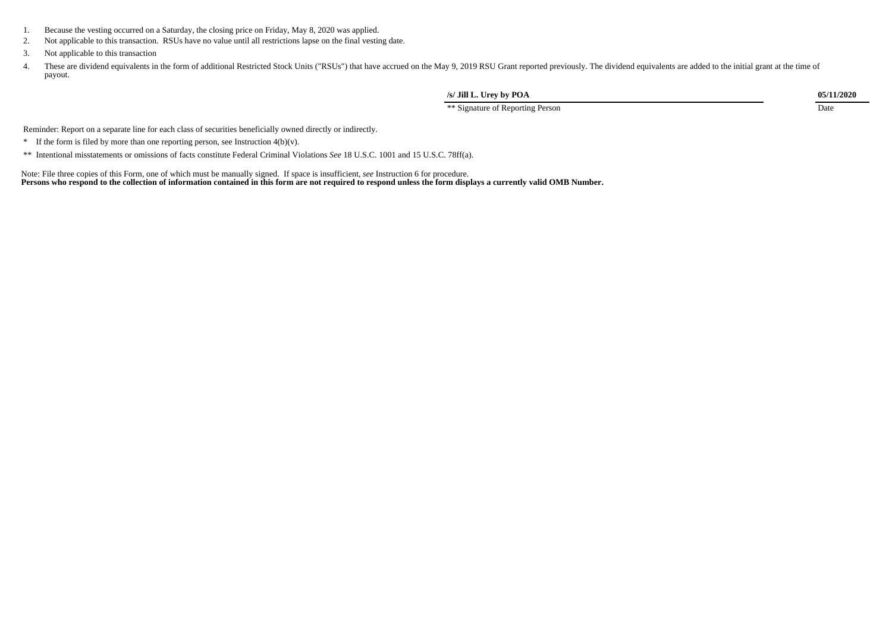1. Because the vesting occurred on a Saturday, the closing price on Friday, May 8, 2020 was applied.
2. Not applicable to this transaction. RSUs have no value until all restrictions lapse on the final vesting date.
3. Not applicable to this transaction
4. These are dividend equivalents in the form of additional Restricted Stock Units ("RSUs") that have accrued on the May 9, 2019 RSU Grant reported previously. The dividend equivalents are added to the initial grant at the time of payout.

| | |
|---|---|
| **/s/ Jill L. Urey by POA** | **05/11/2020** |
| ** Signature of Reporting Person | Date |

Reminder: Report on a separate line for each class of securities beneficially owned directly or indirectly.

* If the form is filed by more than one reporting person, see Instruction 4(b)(v).

** Intentional misstatements or omissions of facts constitute Federal Criminal Violations *See* 18 U.S.C. 1001 and 15 U.S.C. 78ff(a).

Note: File three copies of this Form, one of which must be manually signed. If space is insufficient, *see* Instruction 6 for procedure.

**Persons who respond to the collection of information contained in this form are not required to respond unless the form displays a currently valid OMB Number.**